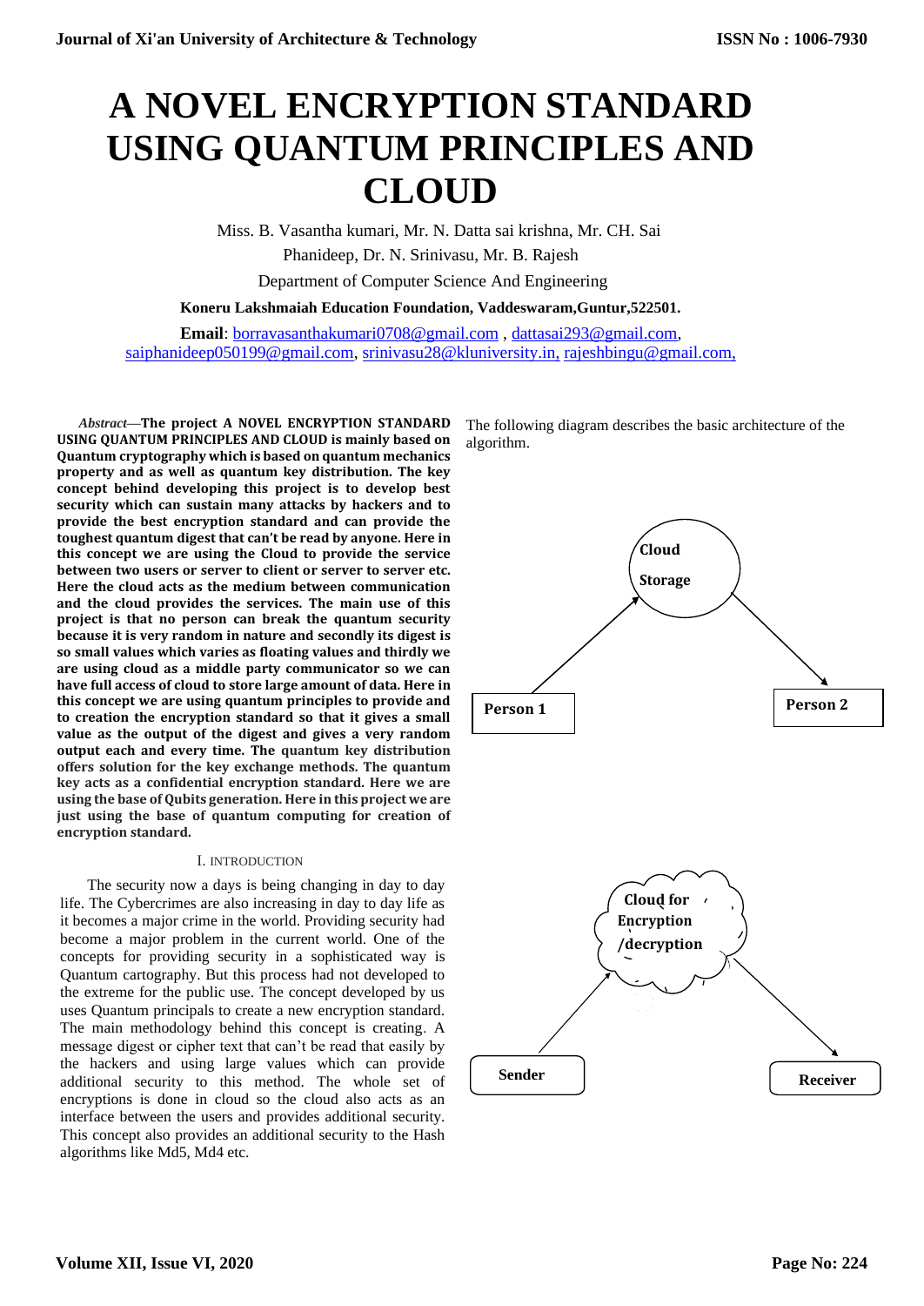# A NOVEL ENCRYPTION STANDARD USING QUANTUM PRINCIPLES AND CLOUD

Miss. B. Vasantha kumari, Mr. N. Datta sai krishna, Mr. CH. Sai Phanideep, Dr. N. Srinivasu, Mr. B. Rajesh

Department of Computer Science And Engineering

**Koneru Lakshmaiah Education Foundation, Vaddeswaram,Guntur,522501.**

**Email**: borravasanthakumari0708@gmail.com , dattasai293@gmail.com, saiphanideep050199@gmail.com, srinivasu28@kluniversity.in, rajeshbingu@gmail.com,

*Abstract*—**The project A NOVEL ENCRYPTION STANDARD USING QUANTUM PRINCIPLES AND CLOUD is mainly based on Quantum cryptography which is based on quantum mechanics property and as well as quantum key distribution. The key concept behind developing this project is to develop best security which can sustain many attacks by hackers and to provide the best encryption standard and can provide the toughest quantum digest that can't be read by anyone. Here in this concept we are using the Cloud to provide the service between two users or server to client or server to server etc. Here the cloud acts as the medium between communication and the cloud provides the services. The main use of this project is that no person can break the quantum security because it is very random in nature and secondly its digest is so small values which varies as floating values and thirdly we are using cloud as a middle party communicator so we can have full access of cloud to store large amount of data. Here in this concept we are using quantum principles to provide and to creation the encryption standard so that it gives a small value as the output of the digest and gives a very random output each and every time. The quantum key distribution offers solution for the key exchange methods. The quantum key acts as a confidential encryption standard. Here we are using the base of Qubits generation. Here in this project we are just using the base of quantum computing for creation of encryption standard.**

## I. INTRODUCTION

The security now a days is being changing in day to day life. The Cybercrimes are also increasing in day to day life as it becomes a major crime in the world. Providing security had become a major problem in the current world. One of the concepts for providing security in a sophisticated way is Quantum cartography. But this process had not developed to the extreme for the public use. The concept developed by us uses Quantum principals to create a new encryption standard. The main methodology behind this concept is creating. A message digest or cipher text that can't be read that easily by the hackers and using large values which can provide additional security to this method. The whole set of encryptions is done in cloud so the cloud also acts as an interface between the users and provides additional security. This concept also provides an additional security to the Hash algorithms like Md5, Md4 etc.

The following diagram describes the basic architecture of the algorithm.

Cloud Storage

Person 1

Person 2

Cloud for Encryption /decryption

Sender

Receiver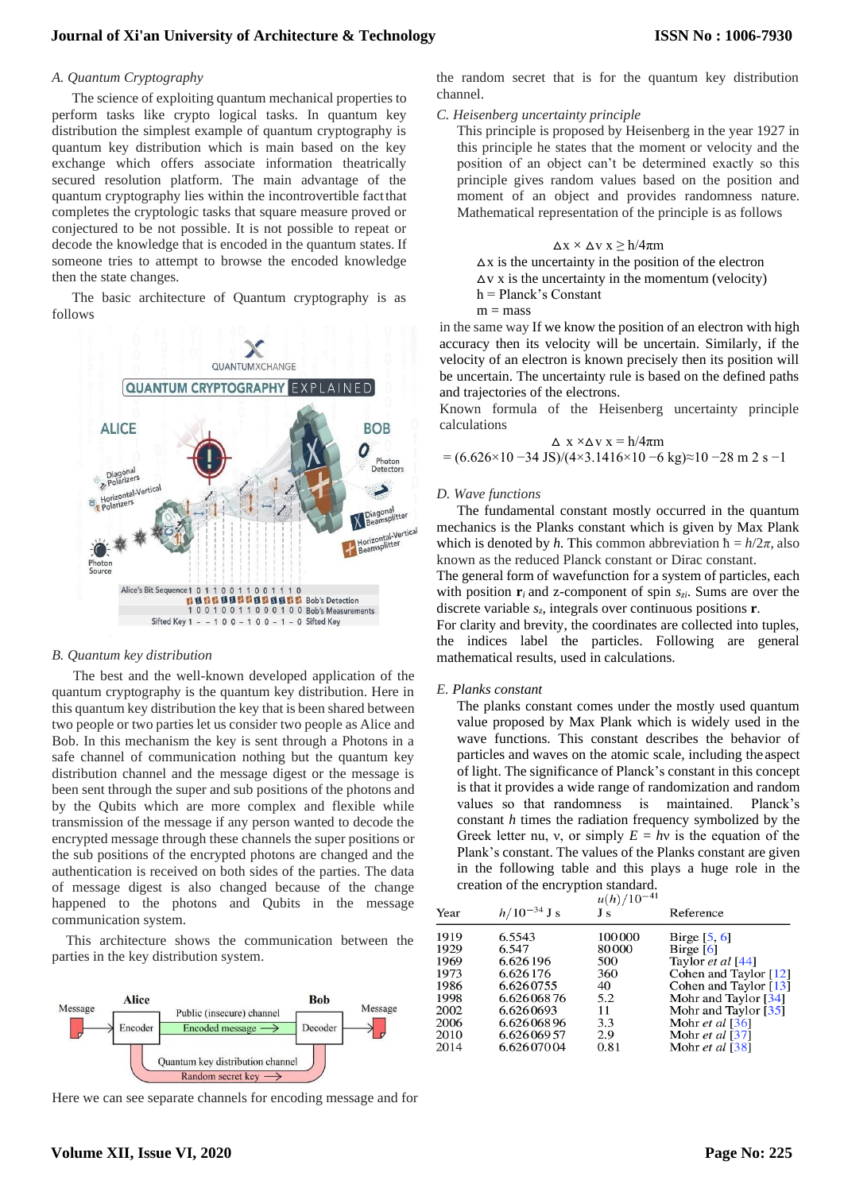### A. Quantum Cryptography

The science of exploiting quantum mechanical properties to perform tasks like crypto logical tasks. In quantum key distribution the simplest example of quantum cryptography is quantum key distribution which is main based on the key exchange which offers associate information theatrically secured resolution platform. The main advantage of the quantum cryptography lies within the incontrovertible fact that completes the cryptologic tasks that square measure proved or conjectured to be not possible. It is not possible to repeat or decode the knowledge that is encoded in the quantum states. If someone tries to attempt to browse the encoded knowledge then the state changes.

The basic architecture of Quantum cryptography is as follows

### B. Quantum key distribution

The best and the well-known developed application of the quantum cryptography is the quantum key distribution. Here in this quantum key distribution the key that is been shared between two people or two parties let us consider two people as Alice and Bob. In this mechanism the key is sent through a Photons in a safe channel of communication nothing but the quantum key distribution channel and the message digest or the message is been sent through the super and sub positions of the photons and by the Qubits which are more complex and flexible while transmission of the message if any person wanted to decode the encrypted message through these channels the super positions or the sub positions of the encrypted photons are changed and the authentication is received on both sides of the parties. The data of message digest is also changed because of the change happened to the photons and Qubits in the message communication system.

This architecture shows the communication between the parties in the key distribution system.

Here we can see separate channels for encoding message and for the random secret that is for the quantum key distribution channel.

### C. Heisenberg uncertainty principle

This principle is proposed by Heisenberg in the year 1927 in this principle he states that the moment or velocity and the position of an object can't be determined exactly so this principle gives random values based on the position and moment of an object and provides randomness nature. Mathematical representation of the principle is as follows

$$\Delta x \times \Delta v\, x \geq h/4\pi m$$

$\Delta x$ is the uncertainty in the position of the electron
$\Delta v\, x$ is the uncertainty in the momentum (velocity)
h = Planck's Constant
m = mass

in the same way If we know the position of an electron with high accuracy then its velocity will be uncertain. Similarly, if the velocity of an electron is known precisely then its position will be uncertain. The uncertainty rule is based on the defined paths and trajectories of the electrons.

Known formula of the Heisenberg uncertainty principle calculations

$$\Delta\, x \times \Delta v\, x = h/4\pi m$$

$$= (6.626\times 10^{-34}\ \mathrm{JS})/(4\times 3.1416\times 10^{-6}\ \mathrm{kg}) \approx 10^{-28}\ \mathrm{m}^2\ \mathrm{s}^{-1}$$

### D. Wave functions

The fundamental constant mostly occurred in the quantum mechanics is the Planks constant which is given by Max Plank which is denoted by $h$. This common abbreviation $\hbar = h/2\pi$, also known as the reduced Planck constant or Dirac constant.

The general form of wavefunction for a system of particles, each with position $\mathbf{r}_i$ and z-component of spin $s_{zi}$. Sums are over the discrete variable $s_z$, integrals over continuous positions $\mathbf{r}$.

For clarity and brevity, the coordinates are collected into tuples, the indices label the particles. Following are general mathematical results, used in calculations.

### E. Planks constant

The planks constant comes under the mostly used quantum value proposed by Max Plank which is widely used in the wave functions. This constant describes the behavior of particles and waves on the atomic scale, including the aspect of light. The significance of Planck's constant in this concept is that it provides a wide range of randomization and random values so that randomness is maintained. Planck's constant $h$ times the radiation frequency symbolized by the Greek letter nu, ν, or simply $E = h\nu$ is the equation of the Plank's constant. The values of the Planks constant are given in the following table and this plays a huge role in the creation of the encryption standard.

| Year | $h/10^{-34}$ J s | $u(h)/10^{-41}$ J s | Reference |
|---|---|---|---|
| 1919 | 6.5543 | 100 000 | Birge [5, 6] |
| 1929 | 6.547 | 80 000 | Birge [6] |
| 1969 | 6.626 196 | 500 | Taylor *et al* [44] |
| 1973 | 6.626 176 | 360 | Cohen and Taylor [12] |
| 1986 | 6.626 0755 | 40 | Cohen and Taylor [13] |
| 1998 | 6.626 068 76 | 5.2 | Mohr and Taylor [34] |
| 2002 | 6.626 0693 | 11 | Mohr and Taylor [35] |
| 2006 | 6.626 068 96 | 3.3 | Mohr *et al* [36] |
| 2010 | 6.626 069 57 | 2.9 | Mohr *et al* [37] |
| 2014 | 6.626 070 04 | 0.81 | Mohr *et al* [38] |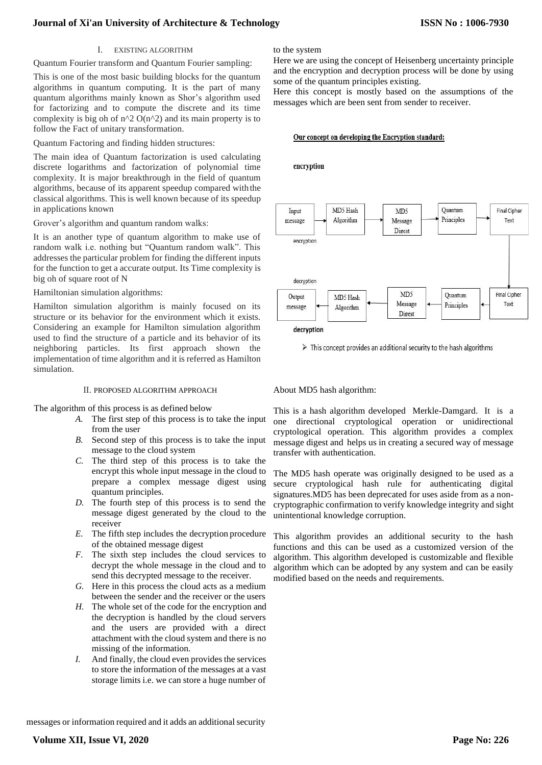## I. EXISTING ALGORITHM

Quantum Fourier transform and Quantum Fourier sampling:

This is one of the most basic building blocks for the quantum algorithms in quantum computing. It is the part of many quantum algorithms mainly known as Shor's algorithm used for factorizing and to compute the discrete and its time complexity is big oh of n^2 O(n^2) and its main property is to follow the Fact of unitary transformation.

Quantum Factoring and finding hidden structures:

The main idea of Quantum factorization is used calculating discrete logarithms and factorization of polynomial time complexity. It is major breakthrough in the field of quantum algorithms, because of its apparent speedup compared with the classical algorithms. This is well known because of its speedup in applications known

Grover's algorithm and quantum random walks:

It is an another type of quantum algorithm to make use of random walk i.e. nothing but "Quantum random walk". This addresses the particular problem for finding the different inputs for the function to get a accurate output. Its Time complexity is big oh of square root of N

Hamiltonian simulation algorithms:

Hamilton simulation algorithm is mainly focused on its structure or its behavior for the environment which it exists. Considering an example for Hamilton simulation algorithm used to find the structure of a particle and its behavior of its neighboring particles. Its first approach shown the implementation of time algorithm and it is referred as Hamilton simulation.

## II. PROPOSED ALGORITHM APPROACH

The algorithm of this process is as defined below

*A.* The first step of this process is to take the input from the user

*B.* Second step of this process is to take the input message to the cloud system

*C.* The third step of this process is to take the encrypt this whole input message in the cloud to prepare a complex message digest using quantum principles.

*D.* The fourth step of this process is to send the message digest generated by the cloud to the receiver

*E.* The fifth step includes the decryption procedure of the obtained message digest

*F.* The sixth step includes the cloud services to decrypt the whole message in the cloud and to send this decrypted message to the receiver.

*G.* Here in this process the cloud acts as a medium between the sender and the receiver or the users

*H.* The whole set of the code for the encryption and the decryption is handled by the cloud servers and the users are provided with a direct attachment with the cloud system and there is no missing of the information.

*I.* And finally, the cloud even provides the services to store the information of the messages at a vast storage limits i.e. we can store a huge number of messages or information required and it adds an additional security to the system

Here we are using the concept of Heisenberg uncertainty principle and the encryption and decryption process will be done by using some of the quantum principles existing.

Here this concept is mostly based on the assumptions of the messages which are been sent from sender to receiver.

**Our concept on developing the Encryption standard:**

**encryption**

Input message → MD5 Hash Algorithm → MD5 Message Digest → Quantum Principles → Final Cipher Text

encryption

decryption

Output message ← MD5 Hash Algorithm ← MD5 Message Digest ← Quantum Principles ← Final Cipher Text

**decryption**

➢ This concept provides an additional security to the hash algorithms

About MD5 hash algorithm:

This is a hash algorithm developed Merkle-Damgard. It is a one directional cryptological operation or unidirectional cryptological operation. This algorithm provides a complex message digest and helps us in creating a secured way of message transfer with authentication.

The MD5 hash operate was originally designed to be used as a secure cryptological hash rule for authenticating digital signatures.MD5 has been deprecated for uses aside from as a non-cryptographic confirmation to verify knowledge integrity and sight unintentional knowledge corruption.

This algorithm provides an additional security to the hash functions and this can be used as a customized version of the algorithm. This algorithm developed is customizable and flexible algorithm which can be adopted by any system and can be easily modified based on the needs and requirements.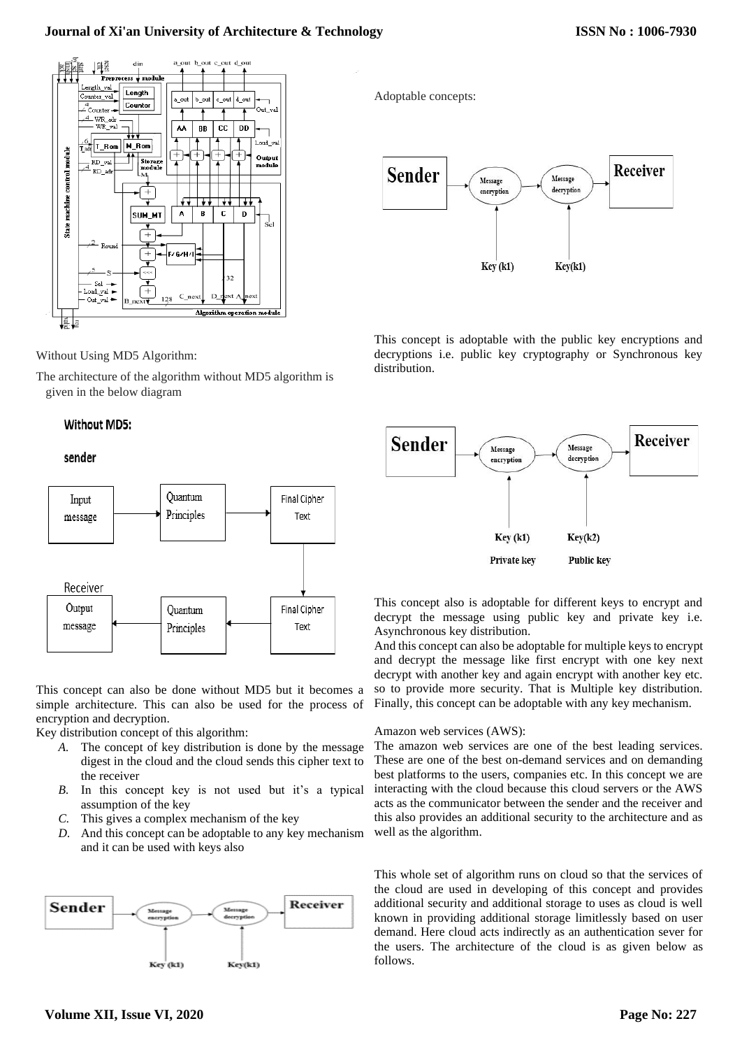Without Using MD5 Algorithm:

The architecture of the algorithm without MD5 algorithm is given in the below diagram

This concept can also be done without MD5 but it becomes a simple architecture. This can also be used for the process of encryption and decryption.

Key distribution concept of this algorithm:

*A.* The concept of key distribution is done by the message digest in the cloud and the cloud sends this cipher text to the receiver
*B.* In this concept key is not used but it's a typical assumption of the key
*C.* This gives a complex mechanism of the key
*D.* And this concept can be adoptable to any key mechanism and it can be used with keys also

Adoptable concepts:

This concept is adoptable with the public key encryptions and decryptions i.e. public key cryptography or Synchronous key distribution.

This concept also is adoptable for different keys to encrypt and decrypt the message using public key and private key i.e. Asynchronous key distribution.

And this concept can also be adoptable for multiple keys to encrypt and decrypt the message like first encrypt with one key next decrypt with another key and again encrypt with another key etc. so to provide more security. That is Multiple key distribution. Finally, this concept can be adoptable with any key mechanism.

Amazon web services (AWS):

The amazon web services are one of the best leading services. These are one of the best on-demand services and on demanding best platforms to the users, companies etc. In this concept we are interacting with the cloud because this cloud servers or the AWS acts as the communicator between the sender and the receiver and this also provides an additional security to the architecture and as well as the algorithm.

This whole set of algorithm runs on cloud so that the services of the cloud are used in developing of this concept and provides additional security and additional storage to uses as cloud is well known in providing additional storage limitlessly based on user demand. Here cloud acts indirectly as an authentication sever for the users. The architecture of the cloud is as given below as follows.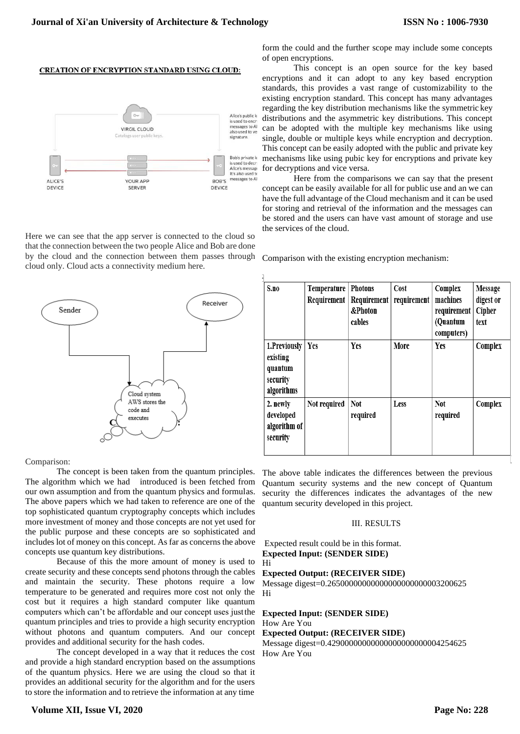**CREATION OF ENCRYPTION STANDARD USING CLOUD:**

Here we can see that the app server is connected to the cloud so that the connection between the two people Alice and Bob are done by the cloud and the connection between them passes through cloud only. Cloud acts a connectivity medium here.

Comparison:

The concept is been taken from the quantum principles. The algorithm which we had introduced is been fetched from our own assumption and from the quantum physics and formulas. The above papers which we had taken to reference are one of the top sophisticated quantum cryptography concepts which includes more investment of money and those concepts are not yet used for the public purpose and these concepts are so sophisticated and includes lot of money on this concept. As far as concerns the above concepts use quantum key distributions.

Because of this the more amount of money is used to create security and these concepts send photons through the cables and maintain the security. These photons require a low temperature to be generated and requires more cost not only the cost but it requires a high standard computer like quantum computers which can't be affordable and our concept uses just the quantum principles and tries to provide a high security encryption without photons and quantum computers. And our concept provides and additional security for the hash codes.

The concept developed in a way that it reduces the cost and provide a high standard encryption based on the assumptions of the quantum physics. Here we are using the cloud so that it provides an additional security for the algorithm and for the users to store the information and to retrieve the information at any time form the could and the further scope may include some concepts of open encryptions.

This concept is an open source for the key based encryptions and it can adopt to any key based encryption standards, this provides a vast range of customizability to the existing encryption standard. This concept has many advantages regarding the key distribution mechanisms like the symmetric key distributions and the asymmetric key distributions. This concept can be adopted with the multiple key mechanisms like using single, double or multiple keys while encryption and decryption. This concept can be easily adopted with the public and private key mechanisms like using pubic key for encryptions and private key for decryptions and vice versa.

Here from the comparisons we can say that the present concept can be easily available for all for public use and an we can have the full advantage of the Cloud mechanism and it can be used for storing and retrieval of the information and the messages can be stored and the users can have vast amount of storage and use the services of the cloud.

Comparison with the existing encryption mechanism:

| S.no | Temperature Requirement | Photons Requirement &Photon cables | Cost requirement | Complex machines requirement (Quantum computers) | Message digest or Cipher text |
|---|---|---|---|---|---|
| 1.Previously existing quantum security algorithms | Yes | Yes | More | Yes | Complex |
| 2. newly developed algorithm of security | Not required | Not required | Less | Not required | Complex |

The above table indicates the differences between the previous Quantum security systems and the new concept of Quantum security the differences indicates the advantages of the new quantum security developed in this project.

## III. RESULTS

Expected result could be in this format.

**Expected Input: (SENDER SIDE)**

Hi

**Expected Output: (RECEIVER SIDE)**

Message digest=0.265000000000000000000000003200625

Hi

**Expected Input: (SENDER SIDE)**

How Are You

**Expected Output: (RECEIVER SIDE)**

Message digest=0.429000000000000000000000004254625

How Are You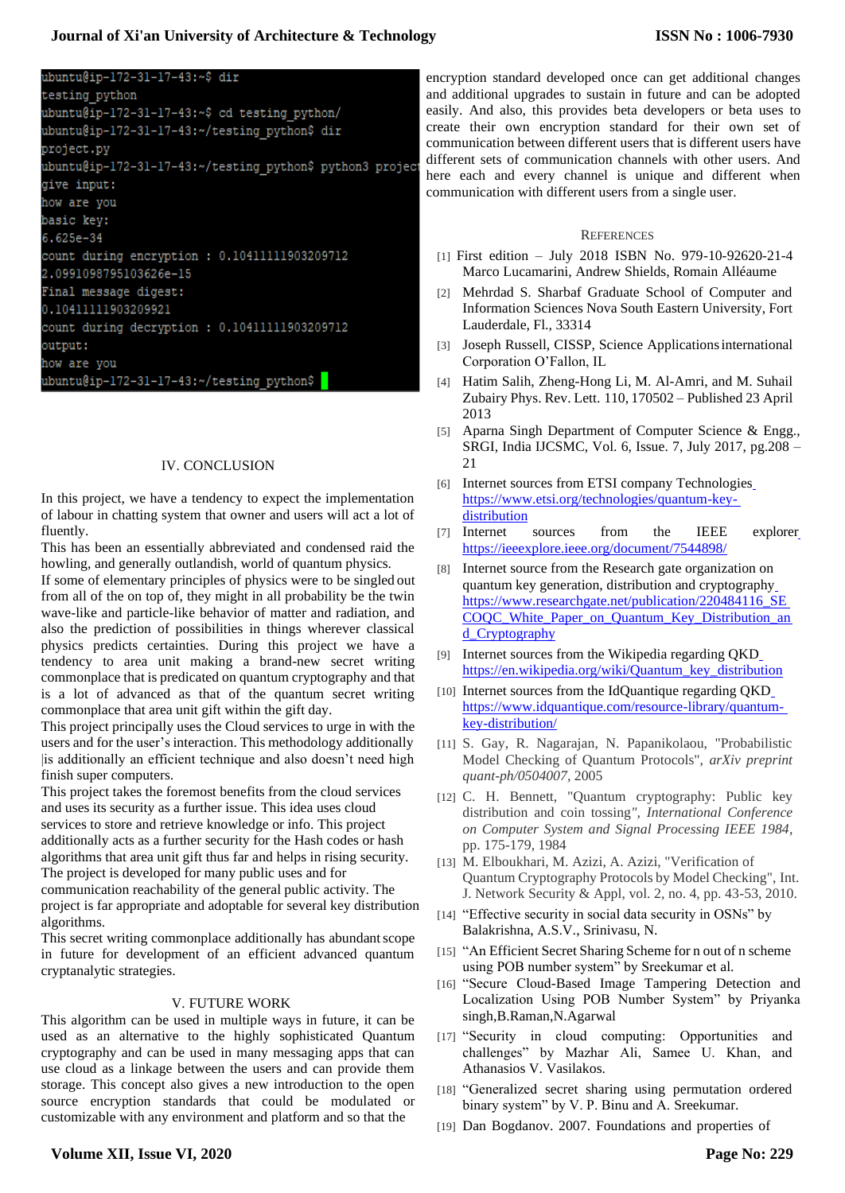```
ubuntu@ip-172-31-17-43:~$ dir
testing_python
ubuntu@ip-172-31-17-43:~$ cd testing_python/
ubuntu@ip-172-31-17-43:~/testing_python$ dir
project.py
ubuntu@ip-172-31-17-43:~/testing_python$ python3 projec
give input:
how are you
basic key:
6.625e-34
count during encryption : 0.10411111903209712
2.0991098795103626e-15
Final message digest:
0.10411111903209921
count during decryption : 0.10411111903209712
output:
how are you
ubuntu@ip-172-31-17-43:~/testing_python$
```

## IV. CONCLUSION

In this project, we have a tendency to expect the implementation of labour in chatting system that owner and users will act a lot of fluently.

This has been an essentially abbreviated and condensed raid the howling, and generally outlandish, world of quantum physics.

If some of elementary principles of physics were to be singled out from all of the on top of, they might in all probability be the twin wave-like and particle-like behavior of matter and radiation, and also the prediction of possibilities in things wherever classical physics predicts certainties. During this project we have a tendency to area unit making a brand-new secret writing commonplace that is predicated on quantum cryptography and that is a lot of advanced as that of the quantum secret writing commonplace that area unit gift within the gift day.

This project principally uses the Cloud services to urge in with the users and for the user's interaction. This methodology additionally |is additionally an efficient technique and also doesn't need high finish super computers.

This project takes the foremost benefits from the cloud services and uses its security as a further issue. This idea uses cloud services to store and retrieve knowledge or info. This project additionally acts as a further security for the Hash codes or hash algorithms that area unit gift thus far and helps in rising security. The project is developed for many public uses and for communication reachability of the general public activity. The project is far appropriate and adoptable for several key distribution algorithms.

This secret writing commonplace additionally has abundant scope in future for development of an efficient advanced quantum cryptanalytic strategies.

## V. FUTURE WORK

This algorithm can be used in multiple ways in future, it can be used as an alternative to the highly sophisticated Quantum cryptography and can be used in many messaging apps that can use cloud as a linkage between the users and can provide them storage. This concept also gives a new introduction to the open source encryption standards that could be modulated or customizable with any environment and platform and so that the encryption standard developed once can get additional changes and additional upgrades to sustain in future and can be adopted easily. And also, this provides beta developers or beta uses to create their own encryption standard for their own set of communication between different users that is different users have different sets of communication channels with other users. And here each and every channel is unique and different when communication with different users from a single user.

## REFERENCES

[1] First edition – July 2018 ISBN No. 979-10-92620-21-4 Marco Lucamarini, Andrew Shields, Romain Alléaume

[2] Mehrdad S. Sharbaf Graduate School of Computer and Information Sciences Nova South Eastern University, Fort Lauderdale, Fl., 33314

[3] Joseph Russell, CISSP, Science Applications international Corporation O'Fallon, IL

[4] Hatim Salih, Zheng-Hong Li, M. Al-Amri, and M. Suhail Zubairy Phys. Rev. Lett. 110, 170502 – Published 23 April 2013

[5] Aparna Singh Department of Computer Science & Engg., SRGI, India IJCSMC, Vol. 6, Issue. 7, July 2017, pg.208 – 21

[6] Internet sources from ETSI company Technologies https://www.etsi.org/technologies/quantum-key-distribution

[7] Internet sources from the IEEE explorer https://ieeexplore.ieee.org/document/7544898/

[8] Internet source from the Research gate organization on quantum key generation, distribution and cryptography https://www.researchgate.net/publication/220484116_SECOQC_White_Paper_on_Quantum_Key_Distribution_and_Cryptography

[9] Internet sources from the Wikipedia regarding QKD https://en.wikipedia.org/wiki/Quantum_key_distribution

[10] Internet sources from the IdQuantique regarding QKD https://www.idquantique.com/resource-library/quantum-key-distribution/

[11] S. Gay, R. Nagarajan, N. Papanikolaou, "Probabilistic Model Checking of Quantum Protocols", *arXiv preprint quant-ph/0504007*, 2005

[12] C. H. Bennett, "Quantum cryptography: Public key distribution and coin tossing", *International Conference on Computer System and Signal Processing IEEE 1984*, pp. 175-179, 1984

[13] M. Elboukhari, M. Azizi, A. Azizi, "Verification of Quantum Cryptography Protocols by Model Checking", Int. J. Network Security & Appl, vol. 2, no. 4, pp. 43-53, 2010.

[14] "Effective security in social data security in OSNs" by Balakrishna, A.S.V., Srinivasu, N.

[15] "An Efficient Secret Sharing Scheme for n out of n scheme using POB number system" by Sreekumar et al.

[16] "Secure Cloud-Based Image Tampering Detection and Localization Using POB Number System" by Priyanka singh,B.Raman,N.Agarwal

[17] "Security in cloud computing: Opportunities and challenges" by Mazhar Ali, Samee U. Khan, and Athanasios V. Vasilakos.

[18] "Generalized secret sharing using permutation ordered binary system" by V. P. Binu and A. Sreekumar.

[19] Dan Bogdanov. 2007. Foundations and properties of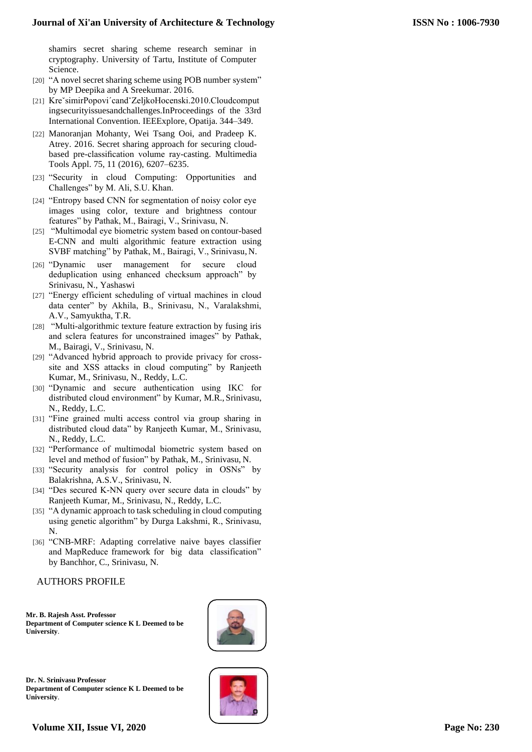shamirs secret sharing scheme research seminar in cryptography. University of Tartu, Institute of Computer Science.

[20] "A novel secret sharing scheme using POB number system" by MP Deepika and A Sreekumar. 2016.

[21] Kreˇ simirPopovi´candˇZeljkoHocenski.2010.Cloudcomput ingsecurityissuesandchallenges.InProceedings of the 33rd International Convention. IEEExplore, Opatija. 344–349.

[22] Manoranjan Mohanty, Wei Tsang Ooi, and Pradeep K. Atrey. 2016. Secret sharing approach for securing cloud-based pre-classification volume ray-casting. Multimedia Tools Appl. 75, 11 (2016), 6207–6235.

[23] "Security in cloud Computing: Opportunities and Challenges" by M. Ali, S.U. Khan.

[24] "Entropy based CNN for segmentation of noisy color eye images using color, texture and brightness contour features" by Pathak, M., Bairagi, V., Srinivasu, N.

[25] "Multimodal eye biometric system based on contour-based E-CNN and multi algorithmic feature extraction using SVBF matching" by Pathak, M., Bairagi, V., Srinivasu, N.

[26] "Dynamic user management for secure cloud deduplication using enhanced checksum approach" by Srinivasu, N., Yashaswi

[27] "Energy efficient scheduling of virtual machines in cloud data center" by Akhila, B., Srinivasu, N., Varalakshmi, A.V., Samyuktha, T.R.

[28] "Multi-algorithmic texture feature extraction by fusing iris and sclera features for unconstrained images" by Pathak, M., Bairagi, V., Srinivasu, N.

[29] "Advanced hybrid approach to provide privacy for cross-site and XSS attacks in cloud computing" by Ranjeeth Kumar, M., Srinivasu, N., Reddy, L.C.

[30] "Dynamic and secure authentication using IKC for distributed cloud environment" by Kumar, M.R., Srinivasu, N., Reddy, L.C.

[31] "Fine grained multi access control via group sharing in distributed cloud data" by Ranjeeth Kumar, M., Srinivasu, N., Reddy, L.C.

[32] "Performance of multimodal biometric system based on level and method of fusion" by Pathak, M., Srinivasu, N.

[33] "Security analysis for control policy in OSNs" by Balakrishna, A.S.V., Srinivasu, N.

[34] "Des secured K-NN query over secure data in clouds" by Ranjeeth Kumar, M., Srinivasu, N., Reddy, L.C.

[35] "A dynamic approach to task scheduling in cloud computing using genetic algorithm" by Durga Lakshmi, R., Srinivasu, N.

[36] "CNB-MRF: Adapting correlative naive bayes classifier and MapReduce framework for big data classification" by Banchhor, C., Srinivasu, N.

## AUTHORS PROFILE

**Mr. B. Rajesh Asst. Professor**
**Department of Computer science K L Deemed to be University**.

**Dr. N. Srinivasu Professor**
**Department of Computer science K L Deemed to be University**.